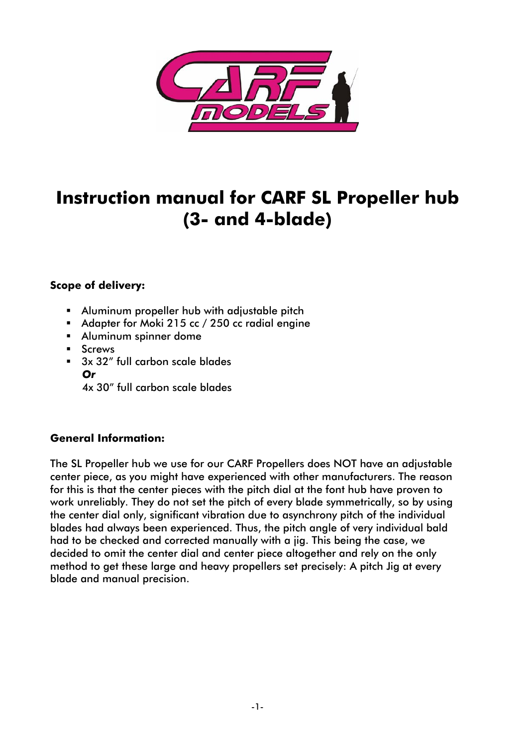# Instruction manual for CARF SL Propeller hub (3- and 4-blade)

**Scope of delivery:**

- Aluminum propeller hub with adjustable pitch
- Adapter for Moki 215 cc / 250 cc radial engine
- Aluminum spinner dome
- Screws
- 3x 32" full carbon scale blades
  ***Or***
  4x 30" full carbon scale blades

**General Information:**

The SL Propeller hub we use for our CARF Propellers does NOT have an adjustable center piece, as you might have experienced with other manufacturers. The reason for this is that the center pieces with the pitch dial at the font hub have proven to work unreliably. They do not set the pitch of every blade symmetrically, so by using the center dial only, significant vibration due to asynchrony pitch of the individual blades had always been experienced. Thus, the pitch angle of very individual bald had to be checked and corrected manually with a jig. This being the case, we decided to omit the center dial and center piece altogether and rely on the only method to get these large and heavy propellers set precisely: A pitch Jig at every blade and manual precision.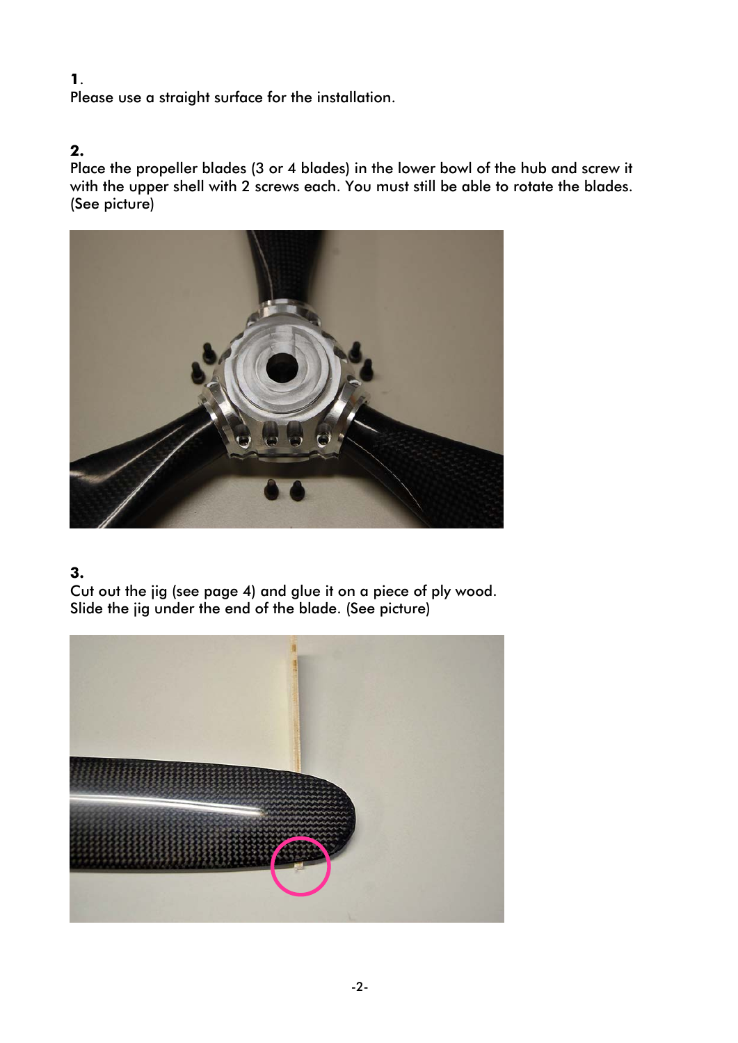**1**.
Please use a straight surface for the installation.

**2.**
Place the propeller blades (3 or 4 blades) in the lower bowl of the hub and screw it with the upper shell with 2 screws each. You must still be able to rotate the blades. (See picture)

**3.**
Cut out the jig (see page 4) and glue it on a piece of ply wood. Slide the jig under the end of the blade. (See picture)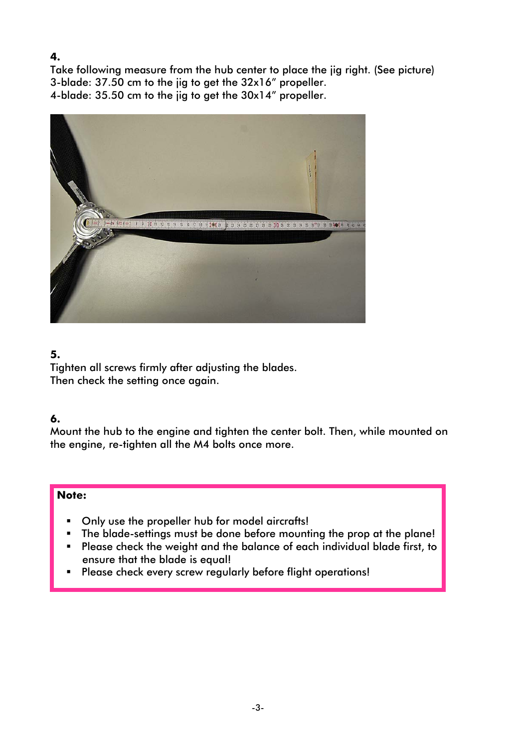**4.**

Take following measure from the hub center to place the jig right. (See picture)
3-blade: 37.50 cm to the jig to get the 32x16" propeller.
4-blade: 35.50 cm to the jig to get the 30x14" propeller.

**5.**

Tighten all screws firmly after adjusting the blades.
Then check the setting once again.

**6.**

Mount the hub to the engine and tighten the center bolt. Then, while mounted on the engine, re-tighten all the M4 bolts once more.

**Note:**

- Only use the propeller hub for model aircrafts!
- The blade-settings must be done before mounting the prop at the plane!
- Please check the weight and the balance of each individual blade first, to ensure that the blade is equal!
- Please check every screw regularly before flight operations!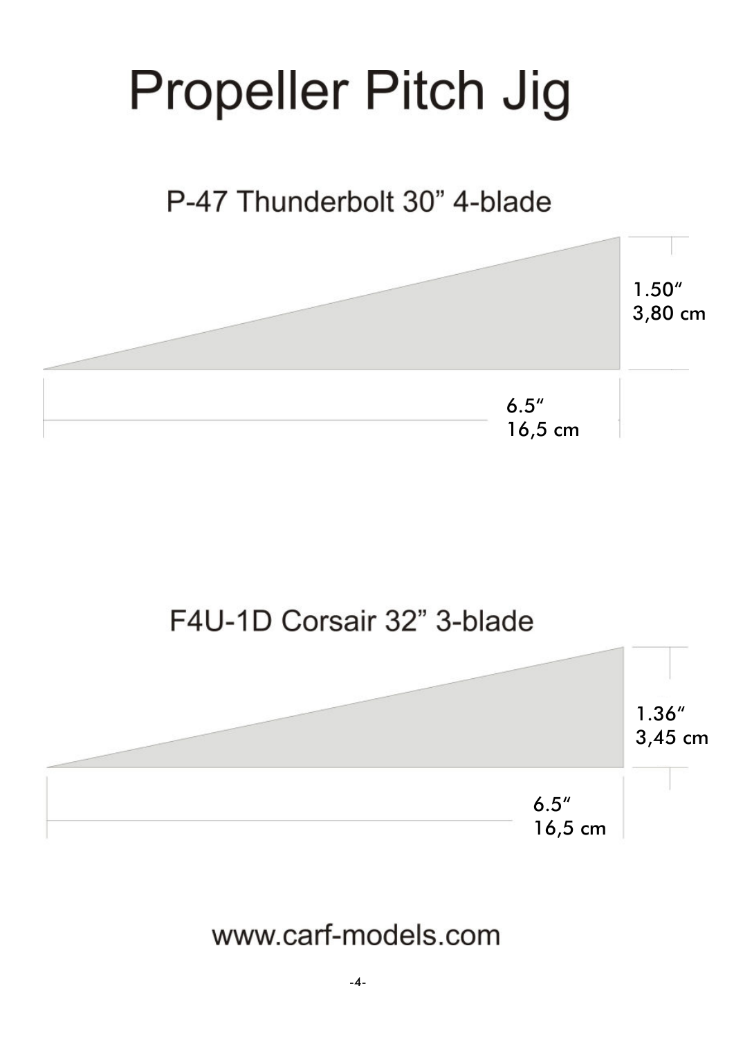# Propeller Pitch Jig

## P-47 Thunderbolt 30" 4-blade

1.50"
3,80 cm

6.5"
16,5 cm

## F4U-1D Corsair 32" 3-blade

1.36"
3,45 cm

6.5"
16,5 cm

www.carf-models.com